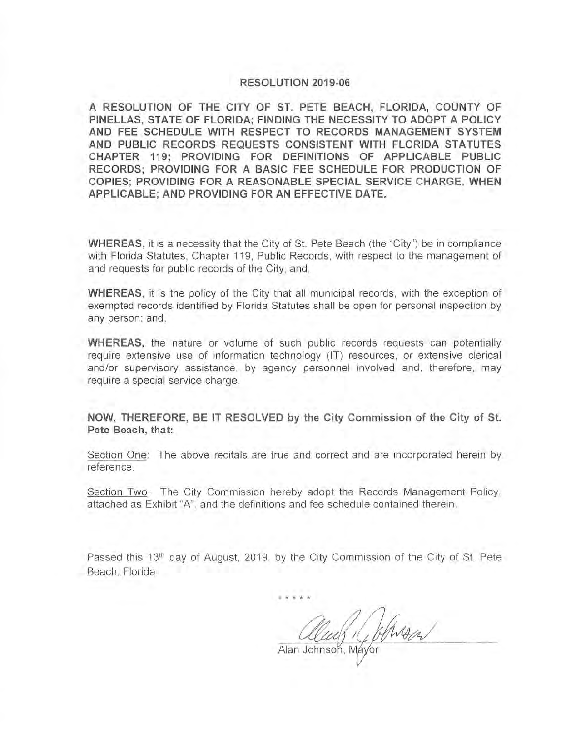# RESOLUTION 2019-06

**A RESOLUTION OF THE CITY OF ST. PETE BEACH, FLORIDA, COUNTY OF PINELLAS, STATE OF FLORIDA; FINDING THE NECESSITY TO ADOPT A POLICY AND FEE SCHEDULE WITH RESPECT TO RECORDS MANAGEMENT SYSTEM AND PUBLIC RECORDS REQUESTS CONSISTENT WITH FLORIDA STATUTES CHAPTER 119; PROVIDING FOR DEFINITIONS OF APPLICABLE PUBLIC RECORDS; PROVIDING FOR A BASIC FEE SCHEDULE FOR PRODUCTION OF COPIES; PROVIDING FOR A REASONABLE SPECIAL SERVICE CHARGE, WHEN APPLICABLE; AND PROVIDING FOR AN EFFECTIVE DATE.**

**WHEREAS,** it is a necessity that the City of St. Pete Beach (the "City") be in compliance with Florida Statutes, Chapter 119, Public Records, with respect to the management of and requests for public records of the City; and,

**WHEREAS**, it is the policy of the City that all municipal records, with the exception of exempted records identified by Florida Statutes shall be open for personal inspection by any person; and,

**WHEREAS,** the nature or volume of such public records requests can potentially require extensive use of information technology (IT) resources, or extensive clerical and/or supervisory assistance, by agency personnel involved and, therefore, may require a special service charge.

**NOW, THEREFORE, BE IT RESOLVED by the City Commission of the City of St. Pete Beach, that:**

Section One: The above recitals are true and correct and are incorporated herein by reference.

Section Two: The City Commission hereby adopt the Records Management Policy, attached as Exhibit "A", and the definitions and fee schedule contained therein.

Passed this 13th day of August, 2019, by the City Commission of the City of St. Pete Beach, Florida.

\* \* \* \* \*

Alan Johnson, Mayor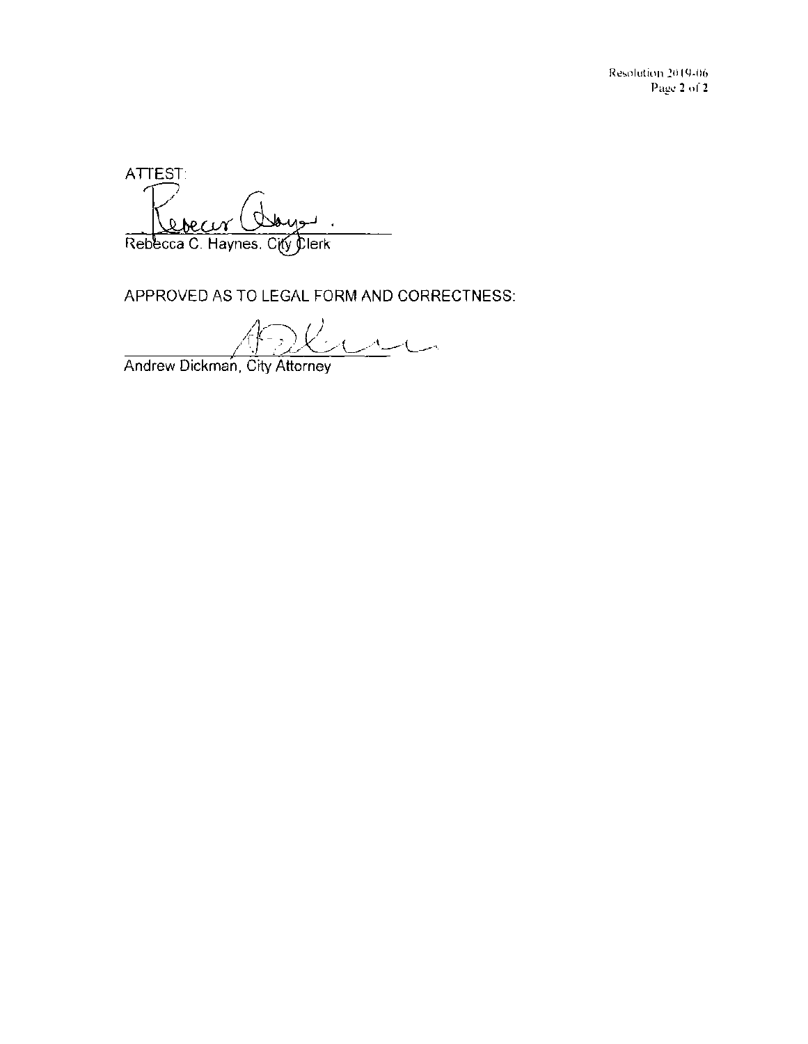ATTEST:

Rebecca C. Haynes, City Clerk

APPROVED AS TO LEGAL FORM AND CORRECTNESS:

Andrew Dickman, City Attorney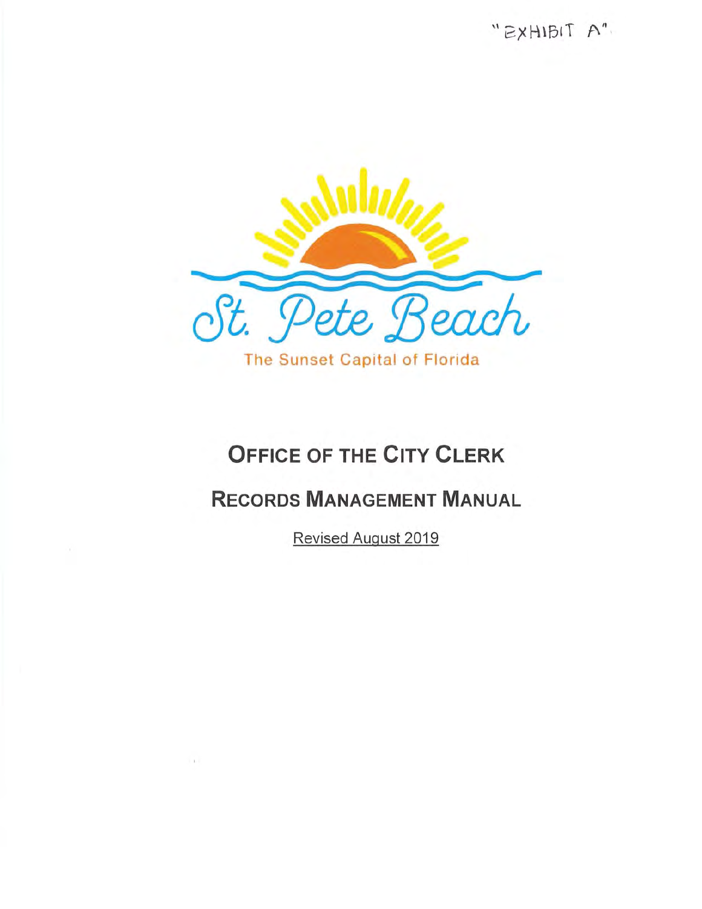"EXHIBIT A"

St. Pete Beach

The Sunset Capital of Florida

# OFFICE OF THE CITY CLERK

## RECORDS MANAGEMENT MANUAL

Revised August 2019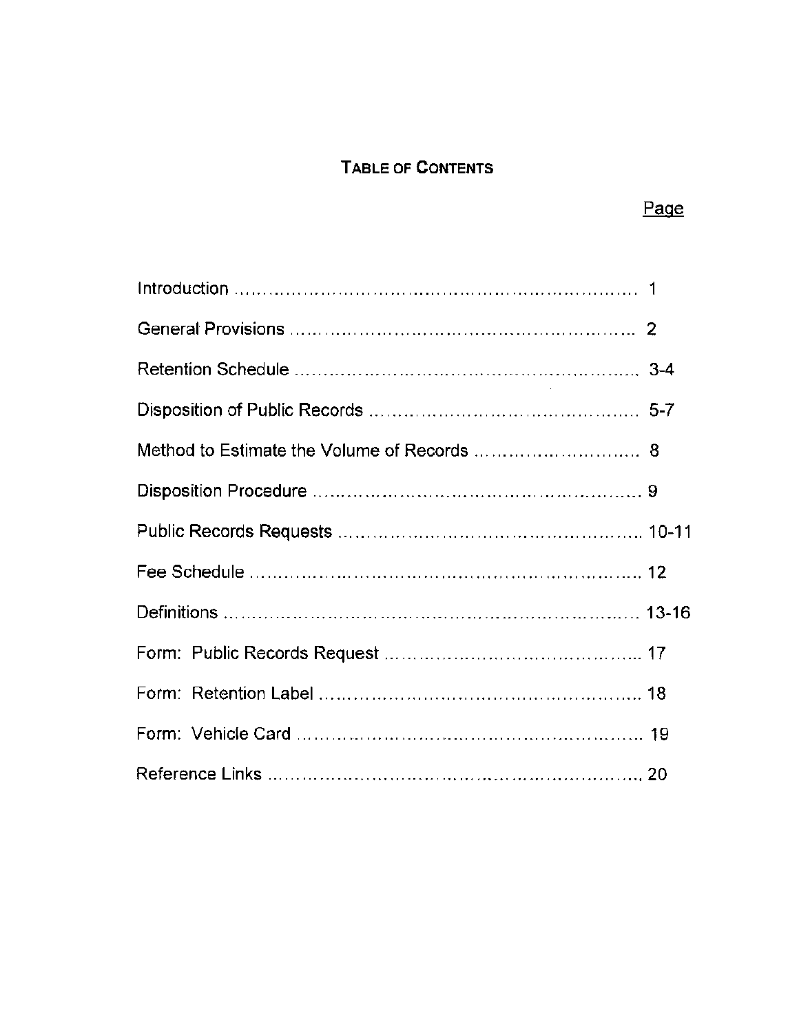# TABLE OF CONTENTS

| | Page |
|---|---|
| Introduction | 1 |
| General Provisions | 2 |
| Retention Schedule | 3-4 |
| Disposition of Public Records | 5-7 |
| Method to Estimate the Volume of Records | 8 |
| Disposition Procedure | 9 |
| Public Records Requests | 10-11 |
| Fee Schedule | 12 |
| Definitions | 13-16 |
| Form: Public Records Request | 17 |
| Form: Retention Label | 18 |
| Form: Vehicle Card | 19 |
| Reference Links | 20 |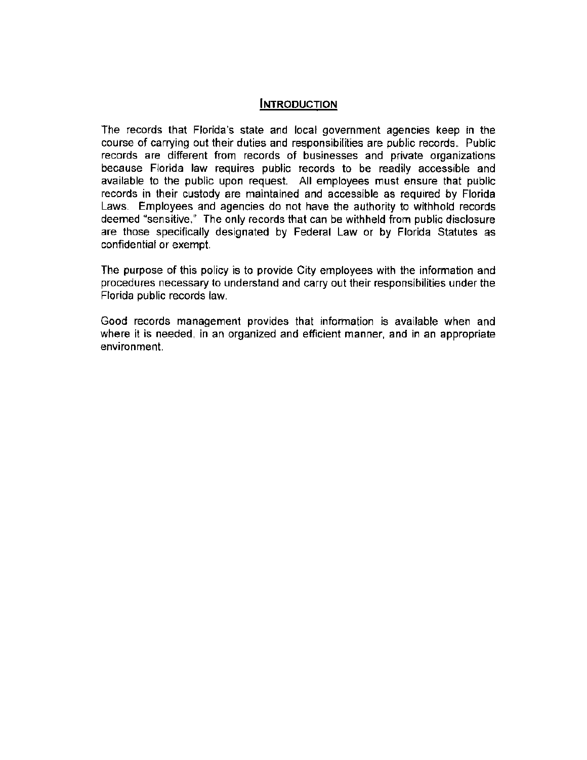## INTRODUCTION

The records that Florida's state and local government agencies keep in the course of carrying out their duties and responsibilities are public records. Public records are different from records of businesses and private organizations because Florida law requires public records to be readily accessible and available to the public upon request. All employees must ensure that public records in their custody are maintained and accessible as required by Florida Laws. Employees and agencies do not have the authority to withhold records deemed "sensitive." The only records that can be withheld from public disclosure are those specifically designated by Federal Law or by Florida Statutes as confidential or exempt.

The purpose of this policy is to provide City employees with the information and procedures necessary to understand and carry out their responsibilities under the Florida public records law.

Good records management provides that information is available when and where it is needed, in an organized and efficient manner, and in an appropriate environment.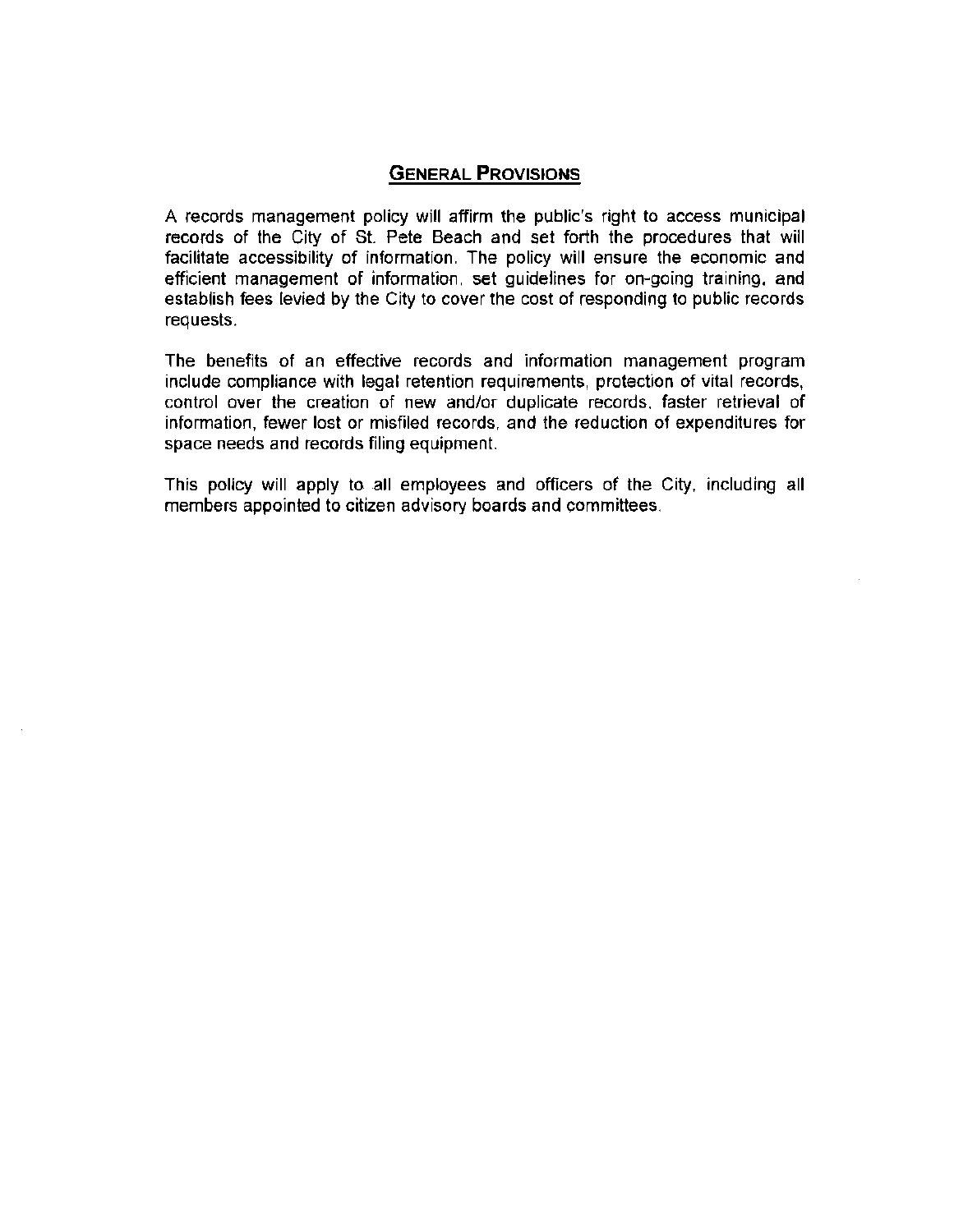## GENERAL PROVISIONS

A records management policy will affirm the public's right to access municipal records of the City of St. Pete Beach and set forth the procedures that will facilitate accessibility of information. The policy will ensure the economic and efficient management of information, set guidelines for on-going training, and establish fees levied by the City to cover the cost of responding to public records requests.

The benefits of an effective records and information management program include compliance with legal retention requirements, protection of vital records, control over the creation of new and/or duplicate records, faster retrieval of information, fewer lost or misfiled records, and the reduction of expenditures for space needs and records filing equipment.

This policy will apply to all employees and officers of the City, including all members appointed to citizen advisory boards and committees.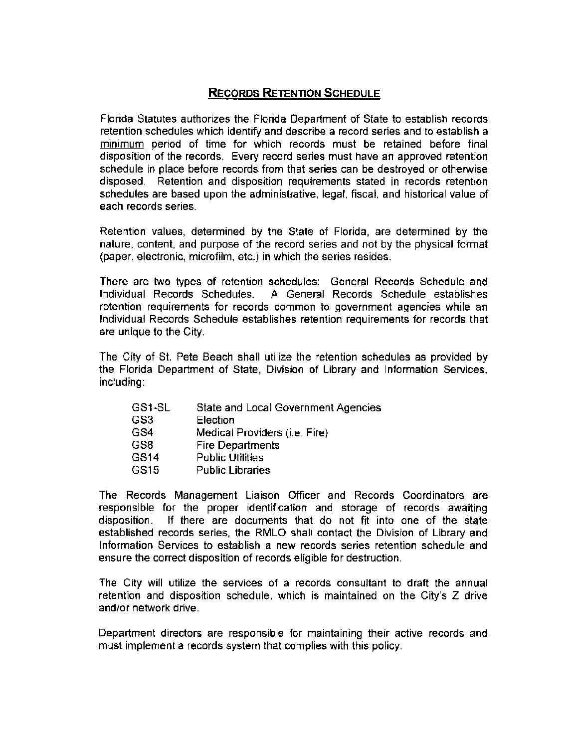## Records Retention Schedule

Florida Statutes authorizes the Florida Department of State to establish records retention schedules which identify and describe a record series and to establish a minimum period of time for which records must be retained before final disposition of the records. Every record series must have an approved retention schedule in place before records from that series can be destroyed or otherwise disposed. Retention and disposition requirements stated in records retention schedules are based upon the administrative, legal, fiscal, and historical value of each records series.

Retention values, determined by the State of Florida, are determined by the nature, content, and purpose of the record series and not by the physical format (paper, electronic, microfilm, etc.) in which the series resides.

There are two types of retention schedules: General Records Schedule and Individual Records Schedules. A General Records Schedule establishes retention requirements for records common to government agencies while an Individual Records Schedule establishes retention requirements for records that are unique to the City.

The City of St. Pete Beach shall utilize the retention schedules as provided by the Florida Department of State, Division of Library and Information Services, including:

| | |
|---|---|
| GS1-SL | State and Local Government Agencies |
| GS3 | Election |
| GS4 | Medical Providers (i.e. Fire) |
| GS8 | Fire Departments |
| GS14 | Public Utilities |
| GS15 | Public Libraries |

The Records Management Liaison Officer and Records Coordinators are responsible for the proper identification and storage of records awaiting disposition. If there are documents that do not fit into one of the state established records series, the RMLO shall contact the Division of Library and Information Services to establish a new records series retention schedule and ensure the correct disposition of records eligible for destruction.

The City will utilize the services of a records consultant to draft the annual retention and disposition schedule, which is maintained on the City's Z drive and/or network drive.

Department directors are responsible for maintaining their active records and must implement a records system that complies with this policy.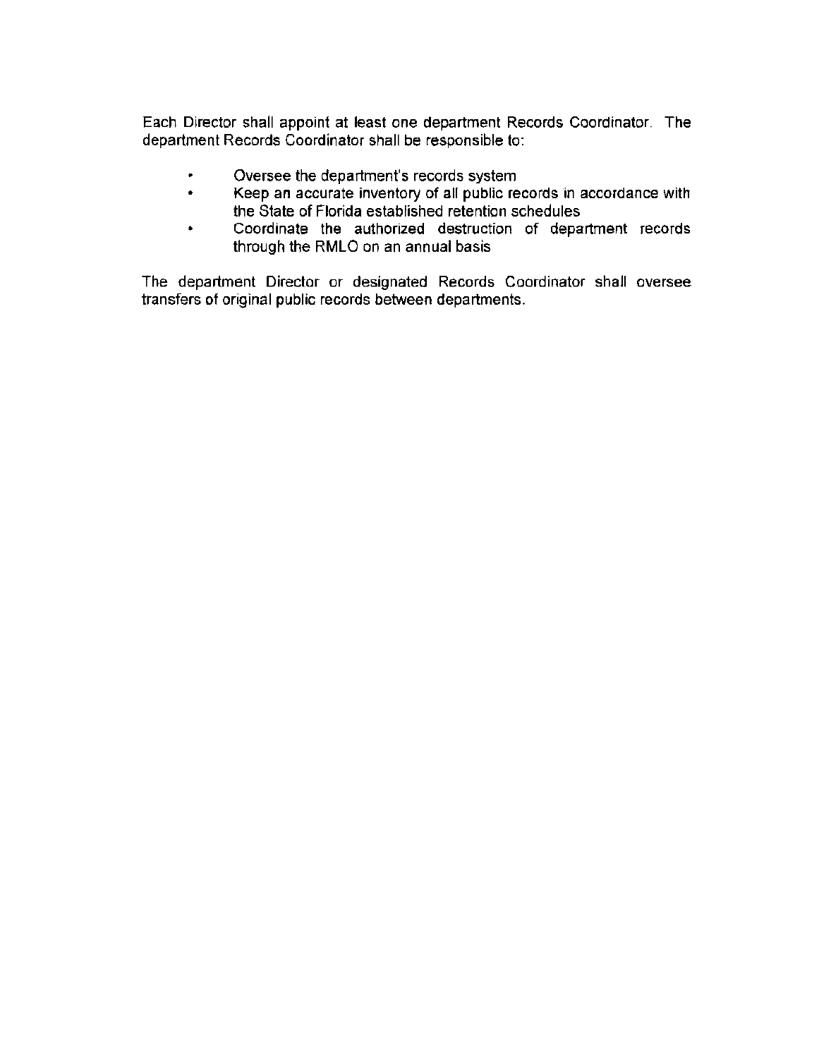Each Director shall appoint at least one department Records Coordinator. The department Records Coordinator shall be responsible to:

- Oversee the department's records system
- Keep an accurate inventory of all public records in accordance with the State of Florida established retention schedules
- Coordinate the authorized destruction of department records through the RMLO on an annual basis

The department Director or designated Records Coordinator shall oversee transfers of original public records between departments.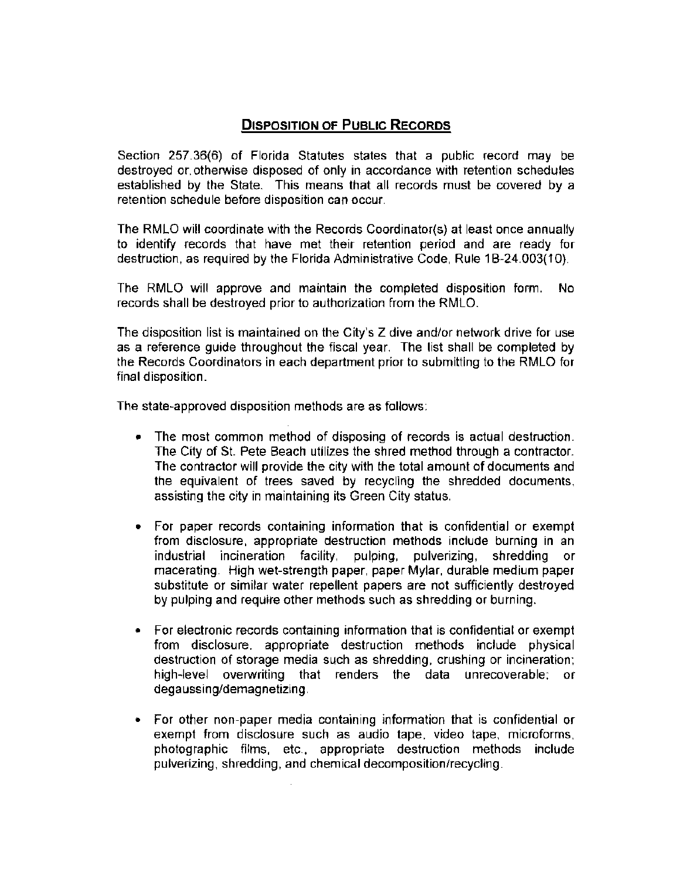## Disposition of Public Records

Section 257.36(6) of Florida Statutes states that a public record may be destroyed or otherwise disposed of only in accordance with retention schedules established by the State. This means that all records must be covered by a retention schedule before disposition can occur.

The RMLO will coordinate with the Records Coordinator(s) at least once annually to identify records that have met their retention period and are ready for destruction, as required by the Florida Administrative Code, Rule 1B-24.003(10).

The RMLO will approve and maintain the completed disposition form. No records shall be destroyed prior to authorization from the RMLO.

The disposition list is maintained on the City's Z dive and/or network drive for use as a reference guide throughout the fiscal year. The list shall be completed by the Records Coordinators in each department prior to submitting to the RMLO for final disposition.

The state-approved disposition methods are as follows:

- The most common method of disposing of records is actual destruction. The City of St. Pete Beach utilizes the shred method through a contractor. The contractor will provide the city with the total amount of documents and the equivalent of trees saved by recycling the shredded documents, assisting the city in maintaining its Green City status.
- For paper records containing information that is confidential or exempt from disclosure, appropriate destruction methods include burning in an industrial incineration facility, pulping, pulverizing, shredding or macerating. High wet-strength paper, paper Mylar, durable medium paper substitute or similar water repellent papers are not sufficiently destroyed by pulping and require other methods such as shredding or burning.
- For electronic records containing information that is confidential or exempt from disclosure, appropriate destruction methods include physical destruction of storage media such as shredding, crushing or incineration; high-level overwriting that renders the data unrecoverable; or degaussing/demagnetizing.
- For other non-paper media containing information that is confidential or exempt from disclosure such as audio tape, video tape, microforms, photographic films, etc., appropriate destruction methods include pulverizing, shredding, and chemical decomposition/recycling.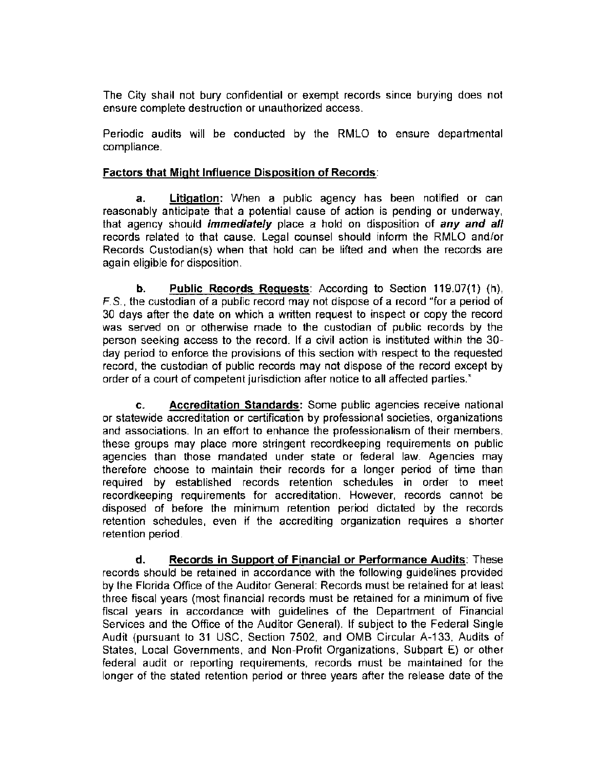The City shall not bury confidential or exempt records since burying does not ensure complete destruction or unauthorized access.

Periodic audits will be conducted by the RMLO to ensure departmental compliance.

**<u>Factors that Might Influence Disposition of Records</u>**:

**a. <u>Litigation</u>:** When a public agency has been notified or can reasonably anticipate that a potential cause of action is pending or underway, that agency should ***immediately*** place a hold on disposition of ***any and all*** records related to that cause. Legal counsel should inform the RMLO and/or Records Custodian(s) when that hold can be lifted and when the records are again eligible for disposition.

**b. <u>Public Records Requests</u>**: According to Section 119.07(1) (h), F.S., the custodian of a public record may not dispose of a record "for a period of 30 days after the date on which a written request to inspect or copy the record was served on or otherwise made to the custodian of public records by the person seeking access to the record. If a civil action is instituted within the 30-day period to enforce the provisions of this section with respect to the requested record, the custodian of public records may not dispose of the record except by order of a court of competent jurisdiction after notice to all affected parties."

**c. <u>Accreditation Standards</u>:** Some public agencies receive national or statewide accreditation or certification by professional societies, organizations and associations. In an effort to enhance the professionalism of their members, these groups may place more stringent recordkeeping requirements on public agencies than those mandated under state or federal law. Agencies may therefore choose to maintain their records for a longer period of time than required by established records retention schedules in order to meet recordkeeping requirements for accreditation. However, records cannot be disposed of before the minimum retention period dictated by the records retention schedules, even if the accrediting organization requires a shorter retention period.

**d. <u>Records in Support of Financial or Performance Audits</u>**: These records should be retained in accordance with the following guidelines provided by the Florida Office of the Auditor General: Records must be retained for at least three fiscal years (most financial records must be retained for a minimum of five fiscal years in accordance with guidelines of the Department of Financial Services and the Office of the Auditor General). If subject to the Federal Single Audit (pursuant to 31 USC, Section 7502, and OMB Circular A-133, Audits of States, Local Governments, and Non-Profit Organizations, Subpart E) or other federal audit or reporting requirements, records must be maintained for the longer of the stated retention period or three years after the release date of the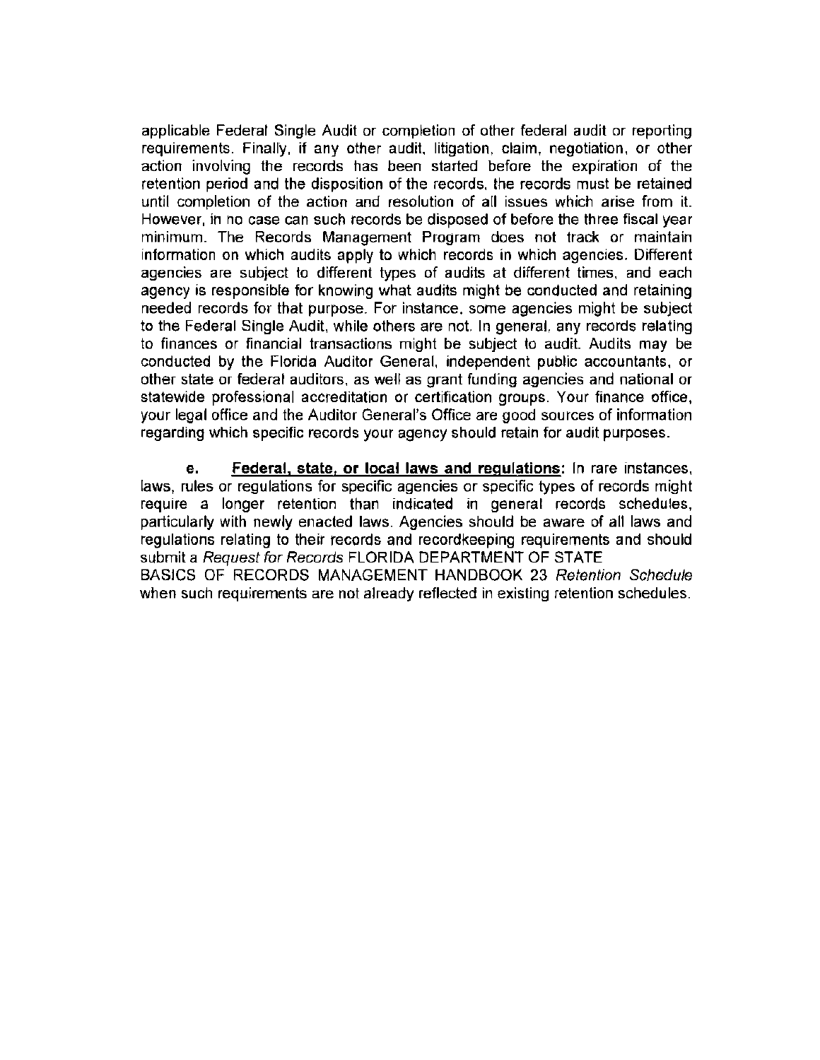applicable Federal Single Audit or completion of other federal audit or reporting requirements. Finally, if any other audit, litigation, claim, negotiation, or other action involving the records has been started before the expiration of the retention period and the disposition of the records, the records must be retained until completion of the action and resolution of all issues which arise from it. However, in no case can such records be disposed of before the three fiscal year minimum. The Records Management Program does not track or maintain information on which audits apply to which records in which agencies. Different agencies are subject to different types of audits at different times, and each agency is responsible for knowing what audits might be conducted and retaining needed records for that purpose. For instance, some agencies might be subject to the Federal Single Audit, while others are not. In general, any records relating to finances or financial transactions might be subject to audit. Audits may be conducted by the Florida Auditor General, independent public accountants, or other state or federal auditors, as well as grant funding agencies and national or statewide professional accreditation or certification groups. Your finance office, your legal office and the Auditor General's Office are good sources of information regarding which specific records your agency should retain for audit purposes.

e. **Federal, state, or local laws and regulations:** In rare instances, laws, rules or regulations for specific agencies or specific types of records might require a longer retention than indicated in general records schedules, particularly with newly enacted laws. Agencies should be aware of all laws and regulations relating to their records and recordkeeping requirements and should submit a *Request for Records Retention Schedule* when such requirements are not already reflected in existing retention schedules.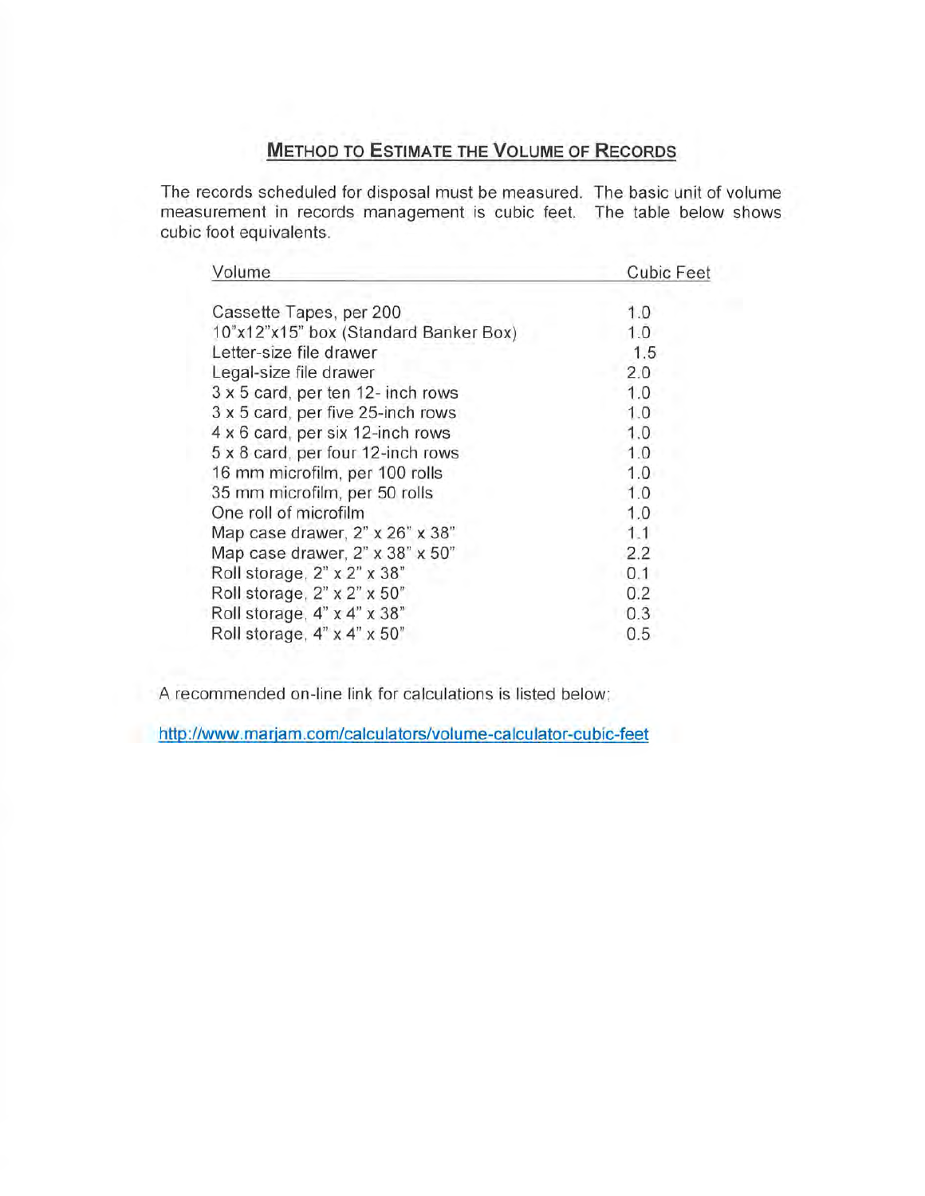## **METHOD TO ESTIMATE THE VOLUME OF RECORDS**

The records scheduled for disposal must be measured. The basic unit of volume measurement in records management is cubic feet. The table below shows cubic foot equivalents.

| Volume | Cubic Feet |
|---|---|
| Cassette Tapes, per 200 | 1.0 |
| 10"x12"x15" box (Standard Banker Box) | 1.0 |
| Letter-size file drawer | 1.5 |
| Legal-size file drawer | 2.0 |
| 3 x 5 card, per ten 12- inch rows | 1.0 |
| 3 x 5 card, per five 25-inch rows | 1.0 |
| 4 x 6 card, per six 12-inch rows | 1.0 |
| 5 x 8 card, per four 12-inch rows | 1.0 |
| 16 mm microfilm, per 100 rolls | 1.0 |
| 35 mm microfilm, per 50 rolls | 1.0 |
| One roll of microfilm | 1.0 |
| Map case drawer, 2" x 26" x 38" | 1.1 |
| Map case drawer, 2" x 38" x 50" | 2.2 |
| Roll storage, 2" x 2" x 38" | 0.1 |
| Roll storage, 2" x 2" x 50" | 0.2 |
| Roll storage, 4" x 4" x 38" | 0.3 |
| Roll storage, 4" x 4" x 50" | 0.5 |

A recommended on-line link for calculations is listed below:

http://www.marjam.com/calculators/volume-calculator-cubic-feet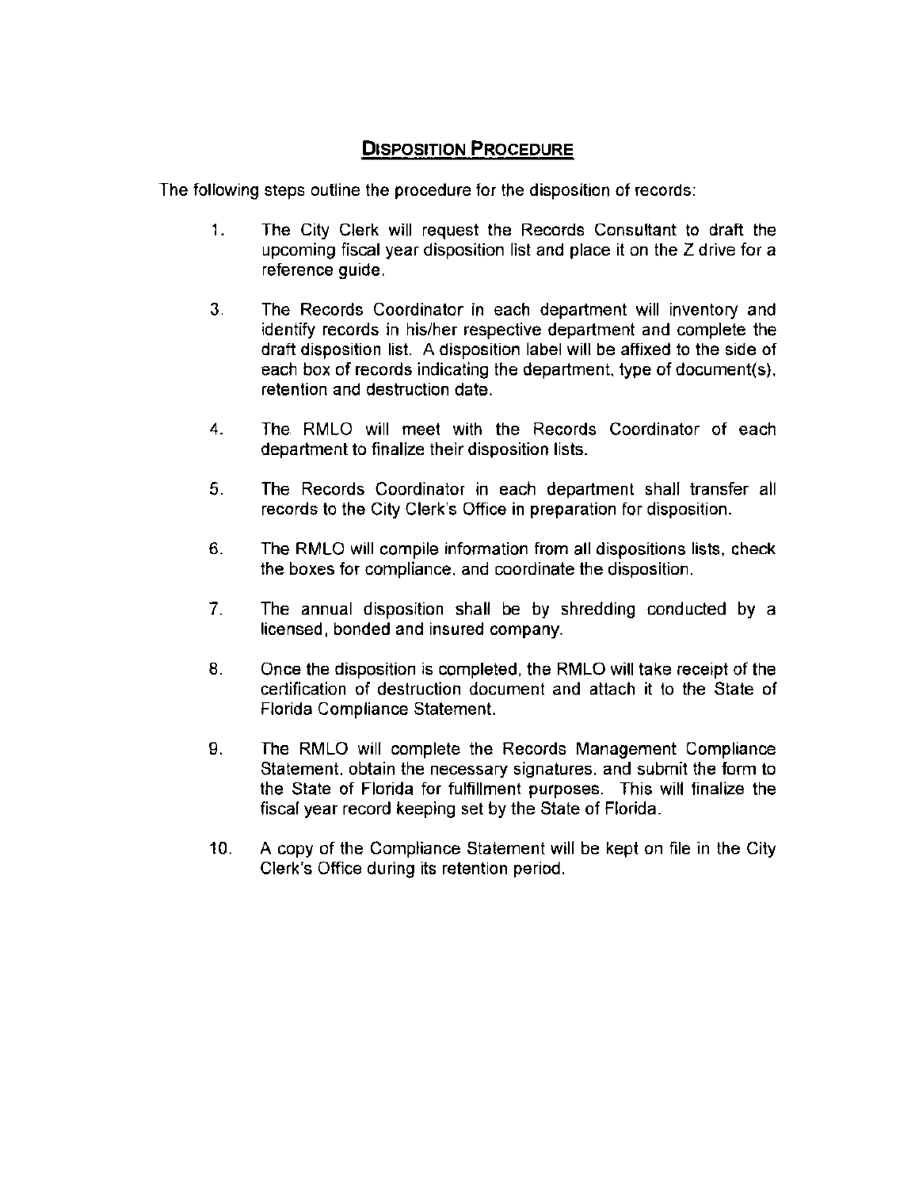## DISPOSITION PROCEDURE

The following steps outline the procedure for the disposition of records:

1. The City Clerk will request the Records Consultant to draft the upcoming fiscal year disposition list and place it on the Z drive for a reference guide.

3. The Records Coordinator in each department will inventory and identify records in his/her respective department and complete the draft disposition list. A disposition label will be affixed to the side of each box of records indicating the department, type of document(s), retention and destruction date.

4. The RMLO will meet with the Records Coordinator of each department to finalize their disposition lists.

5. The Records Coordinator in each department shall transfer all records to the City Clerk's Office in preparation for disposition.

6. The RMLO will compile information from all dispositions lists, check the boxes for compliance, and coordinate the disposition.

7. The annual disposition shall be by shredding conducted by a licensed, bonded and insured company.

8. Once the disposition is completed, the RMLO will take receipt of the certification of destruction document and attach it to the State of Florida Compliance Statement.

9. The RMLO will complete the Records Management Compliance Statement, obtain the necessary signatures, and submit the form to the State of Florida for fulfillment purposes. This will finalize the fiscal year record keeping set by the State of Florida.

10. A copy of the Compliance Statement will be kept on file in the City Clerk's Office during its retention period.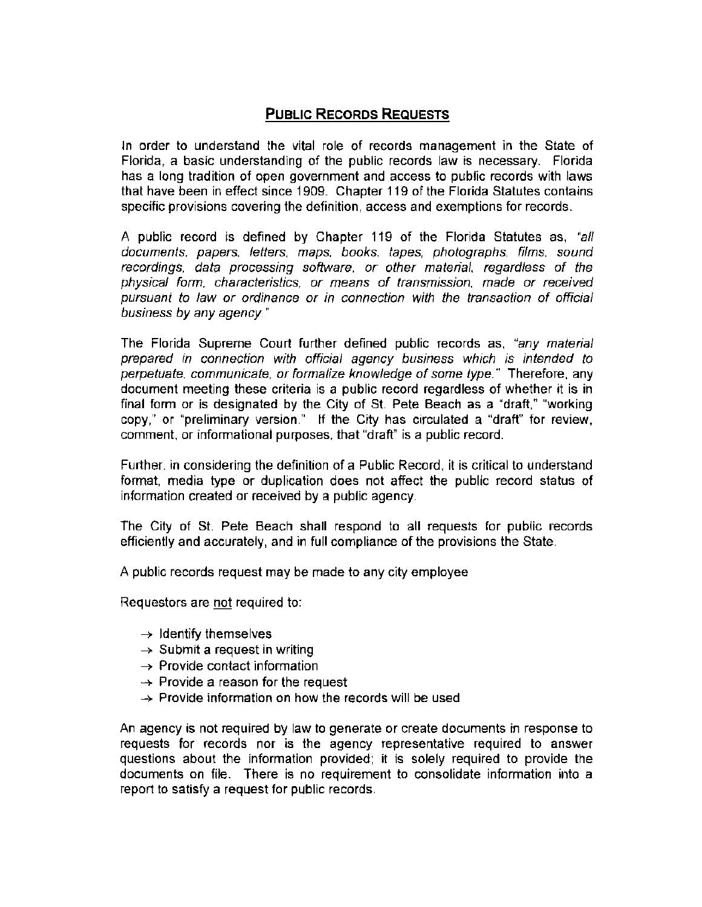## PUBLIC RECORDS REQUESTS

In order to understand the vital role of records management in the State of Florida, a basic understanding of the public records law is necessary. Florida has a long tradition of open government and access to public records with laws that have been in effect since 1909. Chapter 119 of the Florida Statutes contains specific provisions covering the definition, access and exemptions for records.

A public record is defined by Chapter 119 of the Florida Statutes as, *"all documents, papers, letters, maps, books, tapes, photographs, films, sound recordings, data processing software, or other material, regardless of the physical form, characteristics, or means of transmission, made or received pursuant to law or ordinance or in connection with the transaction of official business by any agency."*

The Florida Supreme Court further defined public records as, *"any material prepared in connection with official agency business which is intended to perpetuate, communicate, or formalize knowledge of some type."* Therefore, any document meeting these criteria is a public record regardless of whether it is in final form or is designated by the City of St. Pete Beach as a "draft," "working copy," or "preliminary version." If the City has circulated a "draft" for review, comment, or informational purposes, that "draft" is a public record.

Further, in considering the definition of a Public Record, it is critical to understand format, media type or duplication does not affect the public record status of information created or received by a public agency.

The City of St. Pete Beach shall respond to all requests for public records efficiently and accurately, and in full compliance of the provisions the State.

A public records request may be made to any city employee

Requestors are <u>not</u> required to:

- → Identify themselves
- → Submit a request in writing
- → Provide contact information
- → Provide a reason for the request
- → Provide information on how the records will be used

An agency is not required by law to generate or create documents in response to requests for records nor is the agency representative required to answer questions about the information provided; it is solely required to provide the documents on file. There is no requirement to consolidate information into a report to satisfy a request for public records.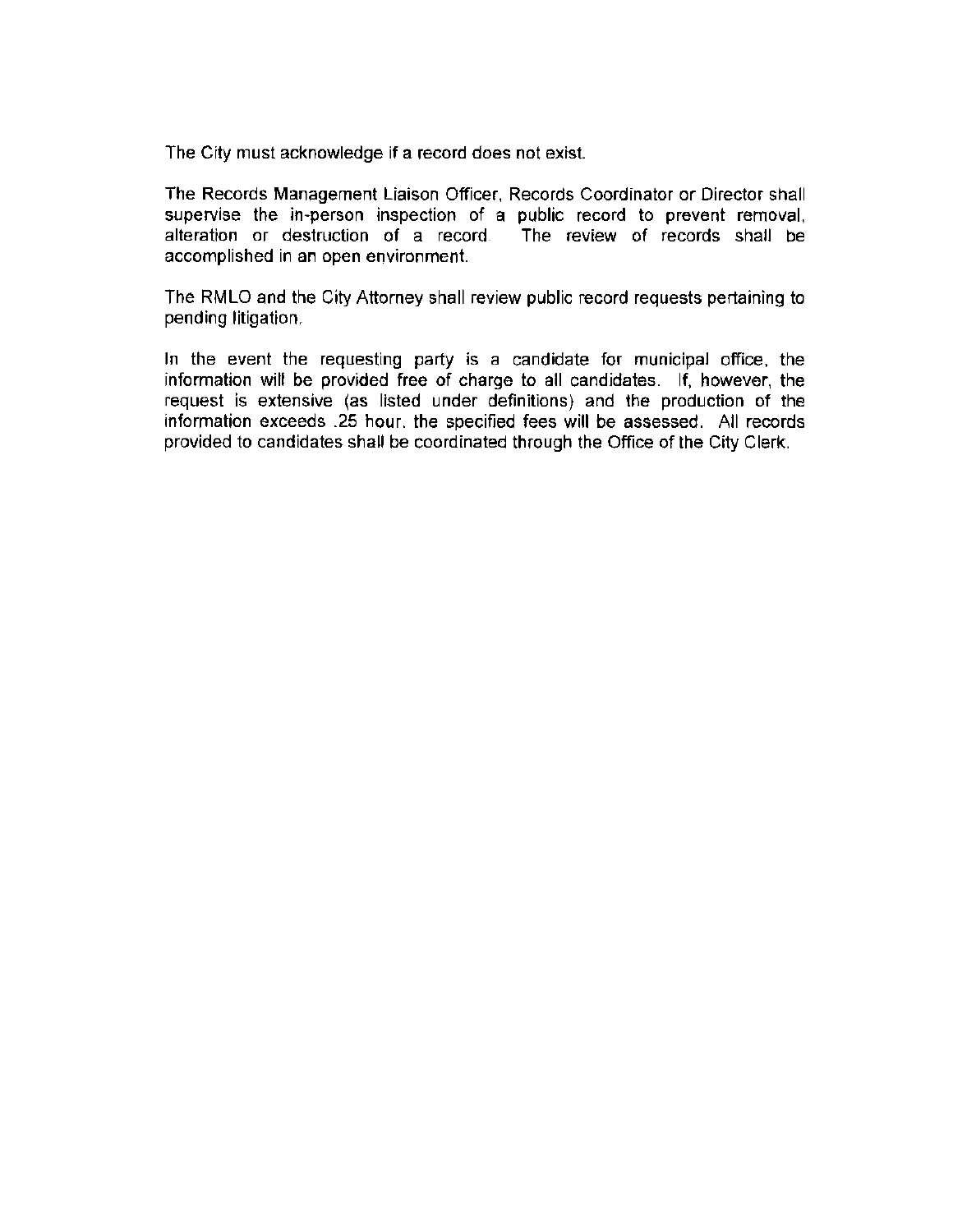The City must acknowledge if a record does not exist.

The Records Management Liaison Officer, Records Coordinator or Director shall supervise the in-person inspection of a public record to prevent removal, alteration or destruction of a record. The review of records shall be accomplished in an open environment.

The RMLO and the City Attorney shall review public record requests pertaining to pending litigation.

In the event the requesting party is a candidate for municipal office, the information will be provided free of charge to all candidates. If, however, the request is extensive (as listed under definitions) and the production of the information exceeds .25 hour, the specified fees will be assessed. All records provided to candidates shall be coordinated through the Office of the City Clerk.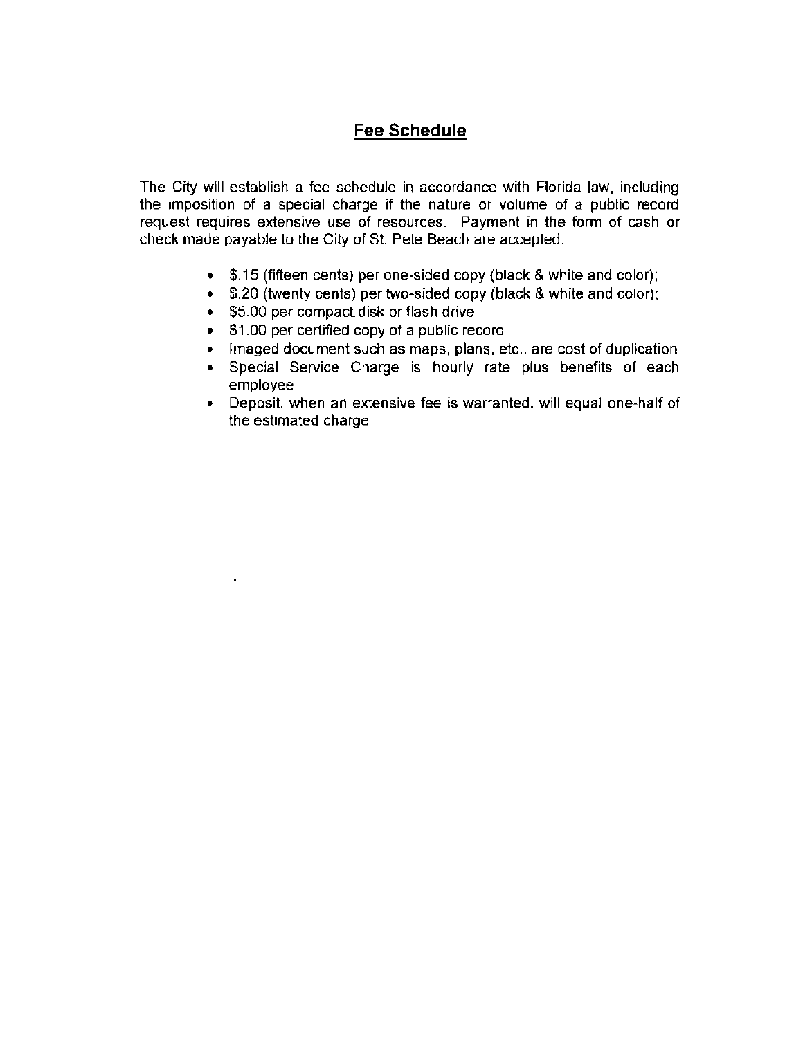# Fee Schedule

The City will establish a fee schedule in accordance with Florida law, including the imposition of a special charge if the nature or volume of a public record request requires extensive use of resources. Payment in the form of cash or check made payable to the City of St. Pete Beach are accepted.

- $.15 (fifteen cents) per one-sided copy (black & white and color);
- $.20 (twenty cents) per two-sided copy (black & white and color);
- $5.00 per compact disk or flash drive
- $1.00 per certified copy of a public record
- Imaged document such as maps, plans, etc., are cost of duplication
- Special Service Charge is hourly rate plus benefits of each employee
- Deposit, when an extensive fee is warranted, will equal one-half of the estimated charge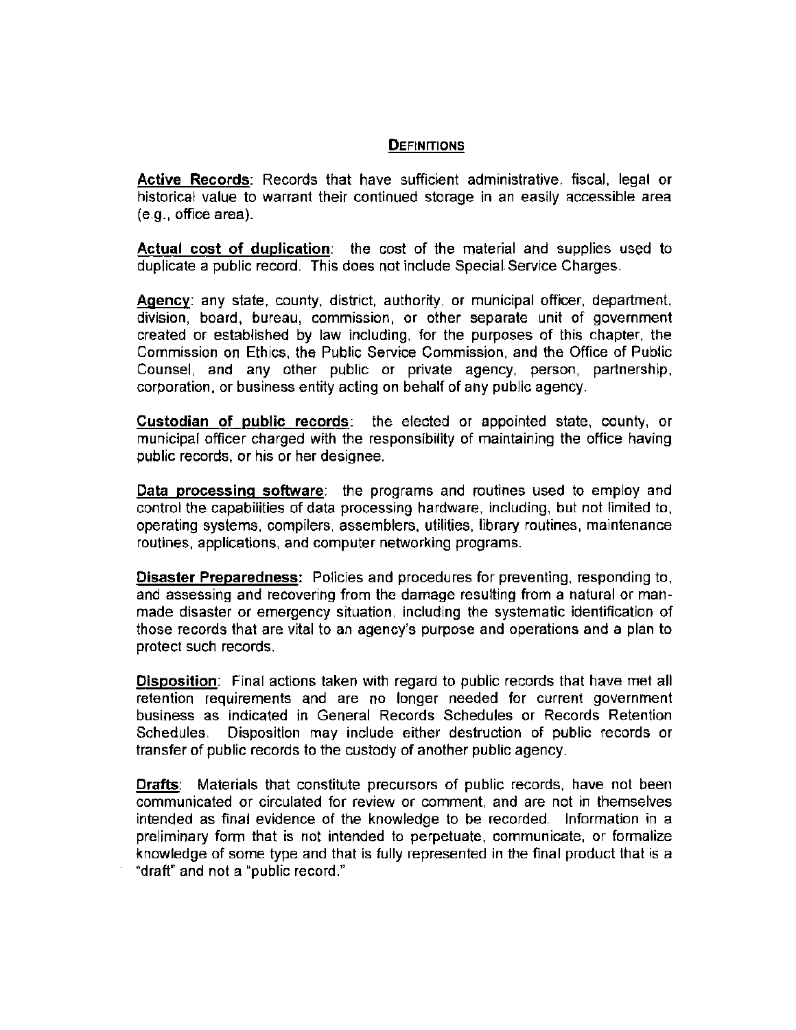## DEFINITIONS

**Active Records**: Records that have sufficient administrative, fiscal, legal or historical value to warrant their continued storage in an easily accessible area (e.g., office area).

**Actual cost of duplication**: the cost of the material and supplies used to duplicate a public record. This does not include Special Service Charges.

**Agency**: any state, county, district, authority, or municipal officer, department, division, board, bureau, commission, or other separate unit of government created or established by law including, for the purposes of this chapter, the Commission on Ethics, the Public Service Commission, and the Office of Public Counsel, and any other public or private agency, person, partnership, corporation, or business entity acting on behalf of any public agency.

**Custodian of public records**: the elected or appointed state, county, or municipal officer charged with the responsibility of maintaining the office having public records, or his or her designee.

**Data processing software**: the programs and routines used to employ and control the capabilities of data processing hardware, including, but not limited to, operating systems, compilers, assemblers, utilities, library routines, maintenance routines, applications, and computer networking programs.

**Disaster Preparedness:** Policies and procedures for preventing, responding to, and assessing and recovering from the damage resulting from a natural or man-made disaster or emergency situation, including the systematic identification of those records that are vital to an agency's purpose and operations and a plan to protect such records.

**Disposition**: Final actions taken with regard to public records that have met all retention requirements and are no longer needed for current government business as indicated in General Records Schedules or Records Retention Schedules. Disposition may include either destruction of public records or transfer of public records to the custody of another public agency.

**Drafts**: Materials that constitute precursors of public records, have not been communicated or circulated for review or comment, and are not in themselves intended as final evidence of the knowledge to be recorded. Information in a preliminary form that is not intended to perpetuate, communicate, or formalize knowledge of some type and that is fully represented in the final product that is a "draft" and not a "public record."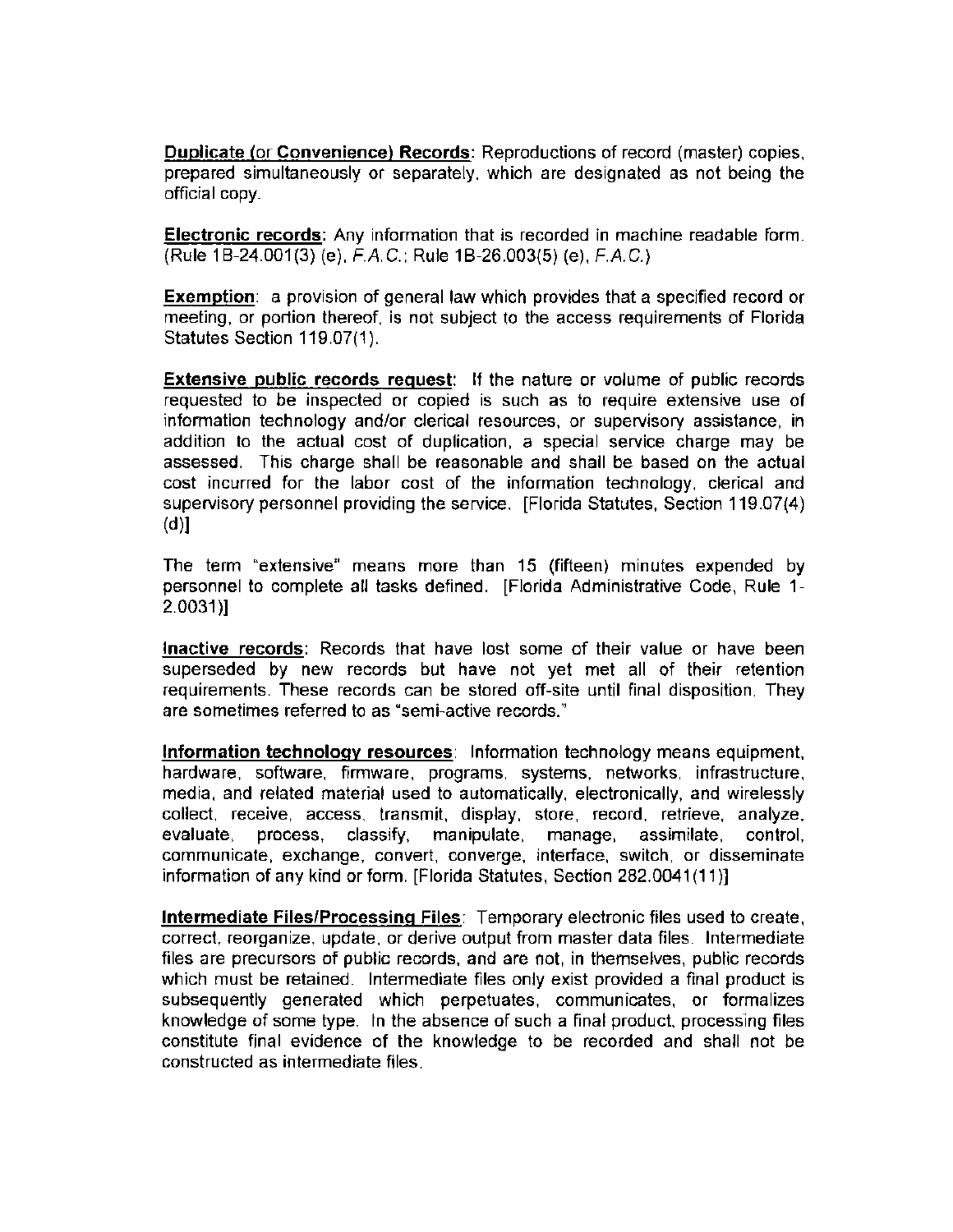**Duplicate (or Convenience) Records**: Reproductions of record (master) copies, prepared simultaneously or separately, which are designated as not being the official copy.

**Electronic records**: Any information that is recorded in machine readable form. (Rule 1B-24.001(3) (e), *F.A.C.*; Rule 1B-26.003(5) (e), *F.A.C.*)

**Exemption**: a provision of general law which provides that a specified record or meeting, or portion thereof, is not subject to the access requirements of Florida Statutes Section 119.07(1).

**Extensive public records request**: If the nature or volume of public records requested to be inspected or copied is such as to require extensive use of information technology and/or clerical resources, or supervisory assistance, in addition to the actual cost of duplication, a special service charge may be assessed. This charge shall be reasonable and shall be based on the actual cost incurred for the labor cost of the information technology, clerical and supervisory personnel providing the service. [Florida Statutes, Section 119.07(4)(d)]

The term "extensive" means more than 15 (fifteen) minutes expended by personnel to complete all tasks defined. [Florida Administrative Code, Rule 1-2.0031)]

**Inactive records**: Records that have lost some of their value or have been superseded by new records but have not yet met all of their retention requirements. These records can be stored off-site until final disposition. They are sometimes referred to as "semi-active records."

**Information technology resources**: Information technology means equipment, hardware, software, firmware, programs, systems, networks, infrastructure, media, and related material used to automatically, electronically, and wirelessly collect, receive, access, transmit, display, store, record, retrieve, analyze, evaluate, process, classify, manipulate, manage, assimilate, control, communicate, exchange, convert, converge, interface, switch, or disseminate information of any kind or form. [Florida Statutes, Section 282.0041(11)]

**Intermediate Files/Processing Files**: Temporary electronic files used to create, correct, reorganize, update, or derive output from master data files. Intermediate files are precursors of public records, and are not, in themselves, public records which must be retained. Intermediate files only exist provided a final product is subsequently generated which perpetuates, communicates, or formalizes knowledge of some type. In the absence of such a final product, processing files constitute final evidence of the knowledge to be recorded and shall not be constructed as intermediate files.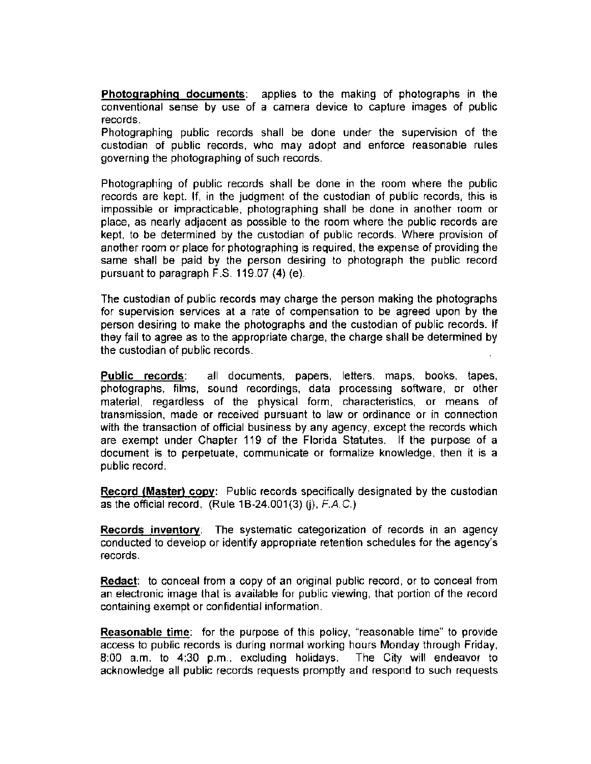**Photographing documents**: applies to the making of photographs in the conventional sense by use of a camera device to capture images of public records.
Photographing public records shall be done under the supervision of the custodian of public records, who may adopt and enforce reasonable rules governing the photographing of such records.

Photographing of public records shall be done in the room where the public records are kept. If, in the judgment of the custodian of public records, this is impossible or impracticable, photographing shall be done in another room or place, as nearly adjacent as possible to the room where the public records are kept, to be determined by the custodian of public records. Where provision of another room or place for photographing is required, the expense of providing the same shall be paid by the person desiring to photograph the public record pursuant to paragraph F.S. 119.07 (4) (e).

The custodian of public records may charge the person making the photographs for supervision services at a rate of compensation to be agreed upon by the person desiring to make the photographs and the custodian of public records. If they fail to agree as to the appropriate charge, the charge shall be determined by the custodian of public records.

**Public records**: all documents, papers, letters, maps, books, tapes, photographs, films, sound recordings, data processing software, or other material, regardless of the physical form, characteristics, or means of transmission, made or received pursuant to law or ordinance or in connection with the transaction of official business by any agency, except the records which are exempt under Chapter 119 of the Florida Statutes. If the purpose of a document is to perpetuate, communicate or formalize knowledge, then it is a public record.

**Record (Master) copy**: Public records specifically designated by the custodian as the official record. (Rule 1B-24.001(3) (j), *F.A.C.*)

**Records inventory**: The systematic categorization of records in an agency conducted to develop or identify appropriate retention schedules for the agency's records.

**Redact**: to conceal from a copy of an original public record, or to conceal from an electronic image that is available for public viewing, that portion of the record containing exempt or confidential information.

**Reasonable time**: for the purpose of this policy, "reasonable time" to provide access to public records is during normal working hours Monday through Friday, 8:00 a.m. to 4:30 p.m., excluding holidays. The City will endeavor to acknowledge all public records requests promptly and respond to such requests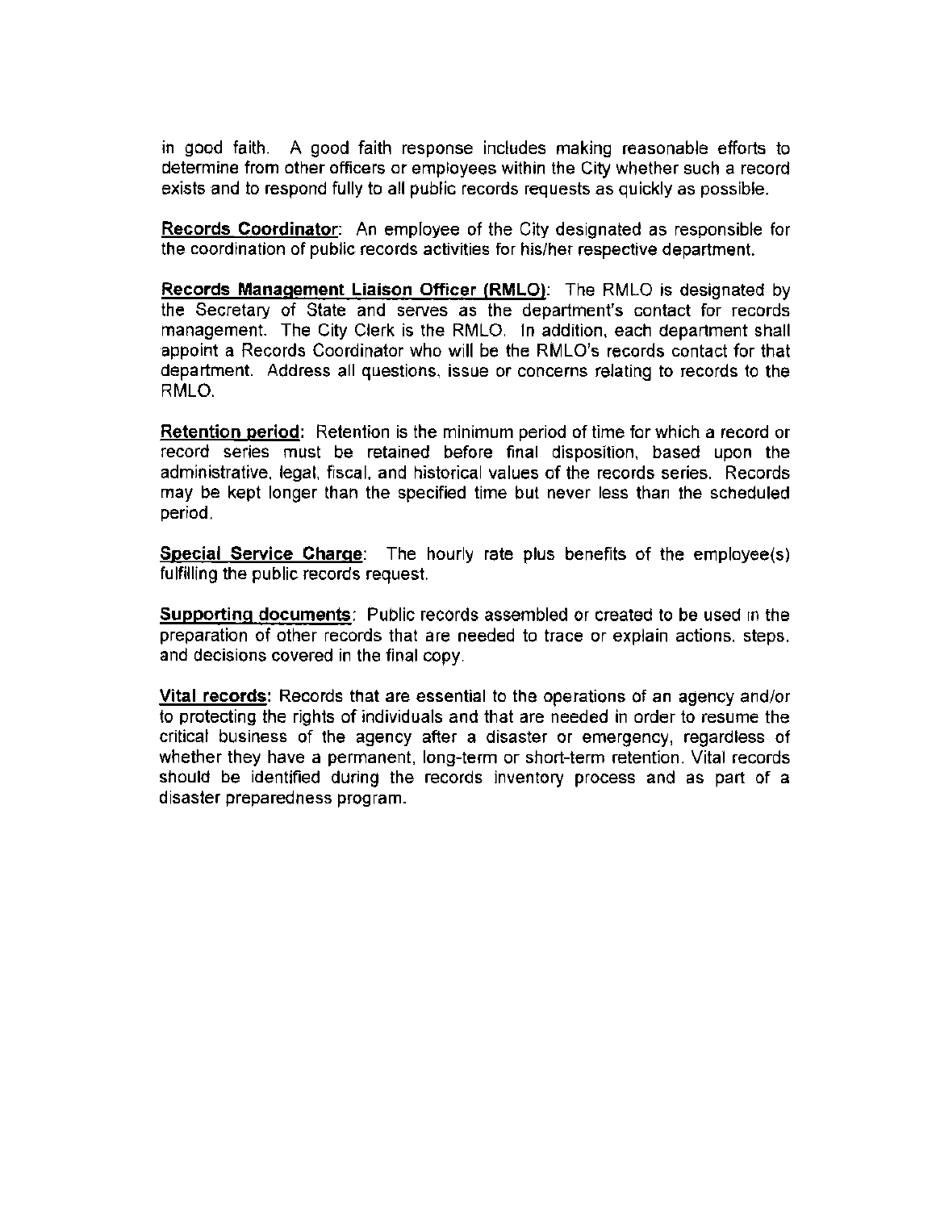in good faith. A good faith response includes making reasonable efforts to determine from other officers or employees within the City whether such a record exists and to respond fully to all public records requests as quickly as possible.

**Records Coordinator**: An employee of the City designated as responsible for the coordination of public records activities for his/her respective department.

**Records Management Liaison Officer (RMLO)**: The RMLO is designated by the Secretary of State and serves as the department's contact for records management. The City Clerk is the RMLO. In addition, each department shall appoint a Records Coordinator who will be the RMLO's records contact for that department. Address all questions, issue or concerns relating to records to the RMLO.

**Retention period**: Retention is the minimum period of time for which a record or record series must be retained before final disposition, based upon the administrative, legal, fiscal, and historical values of the records series. Records may be kept longer than the specified time but never less than the scheduled period.

**Special Service Charge**: The hourly rate plus benefits of the employee(s) fulfilling the public records request.

**Supporting documents**: Public records assembled or created to be used in the preparation of other records that are needed to trace or explain actions, steps, and decisions covered in the final copy.

**Vital records**: Records that are essential to the operations of an agency and/or to protecting the rights of individuals and that are needed in order to resume the critical business of the agency after a disaster or emergency, regardless of whether they have a permanent, long-term or short-term retention. Vital records should be identified during the records inventory process and as part of a disaster preparedness program.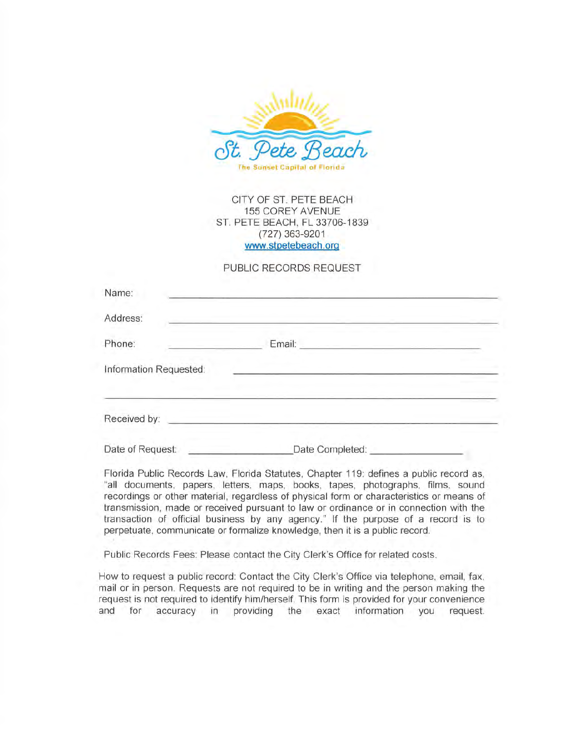St. Pete Beach

The Sunset Capital of Florida

CITY OF ST. PETE BEACH
155 COREY AVENUE
ST. PETE BEACH, FL 33706-1839
(727) 363-9201
www.stpetebeach.org

PUBLIC RECORDS REQUEST

Name: ______________________________________________

Address: ______________________________________________

Phone: ________________ Email: ______________________________

Information Requested: ______________________________________________

______________________________________________

Received by: ______________________________________________

Date of Request: ________________ Date Completed: ________________

Florida Public Records Law, Florida Statutes, Chapter 119: defines a public record as, "all documents, papers, letters, maps, books, tapes, photographs, films, sound recordings or other material, regardless of physical form or characteristics or means of transmission, made or received pursuant to law or ordinance or in connection with the transaction of official business by any agency." If the purpose of a record is to perpetuate, communicate or formalize knowledge, then it is a public record.

Public Records Fees: Please contact the City Clerk's Office for related costs.

How to request a public record: Contact the City Clerk's Office via telephone, email, fax, mail or in person. Requests are not required to be in writing and the person making the request is not required to identify him/herself. This form is provided for your convenience and for accuracy in providing the exact information you request.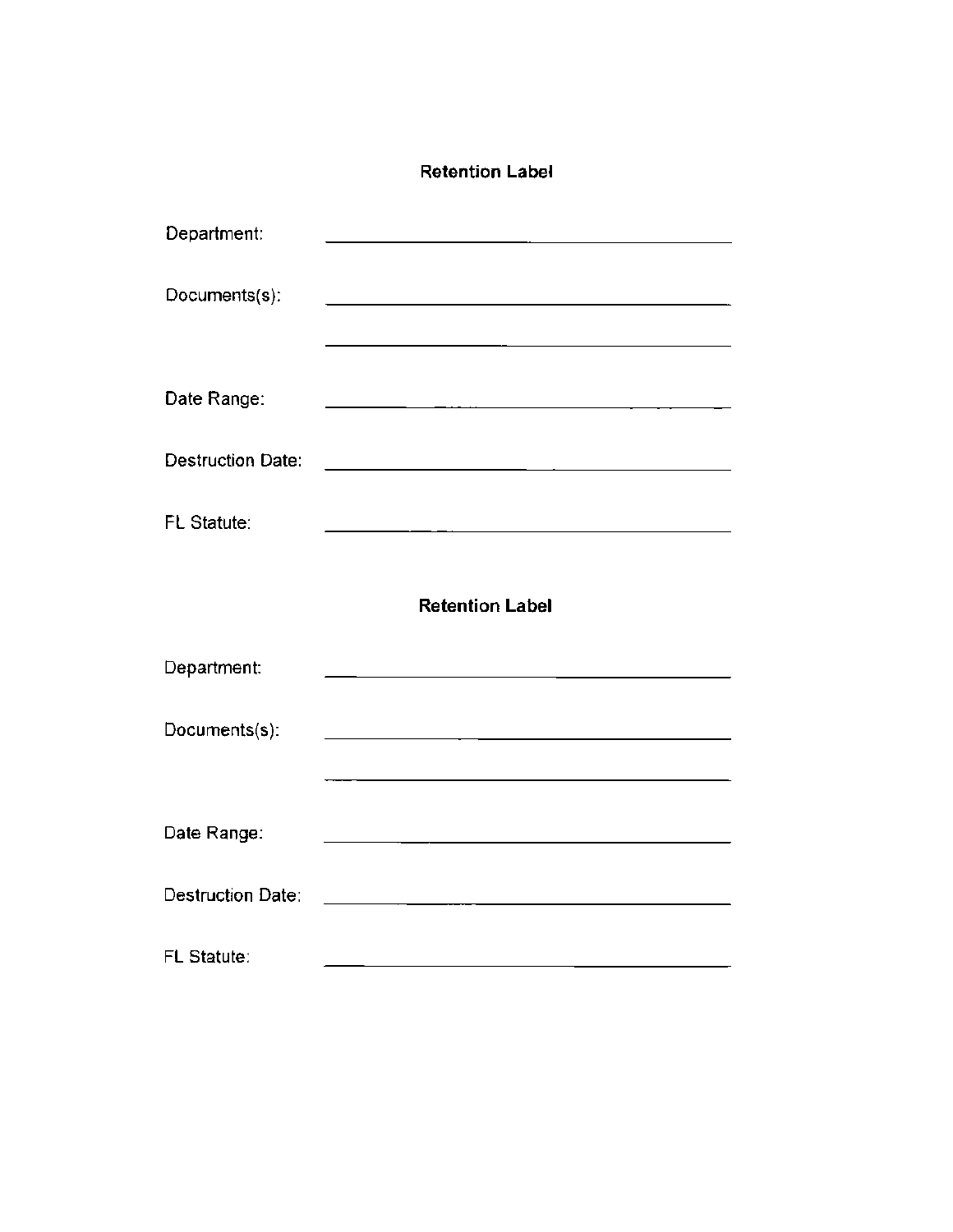## Retention Label

Department: ______________________________

Documents(s): ______________________________

______________________________

Date Range: ______________________________

Destruction Date: ______________________________

FL Statute: ______________________________

## Retention Label

Department: ______________________________

Documents(s): ______________________________

______________________________

Date Range: ______________________________

Destruction Date: ______________________________

FL Statute: ______________________________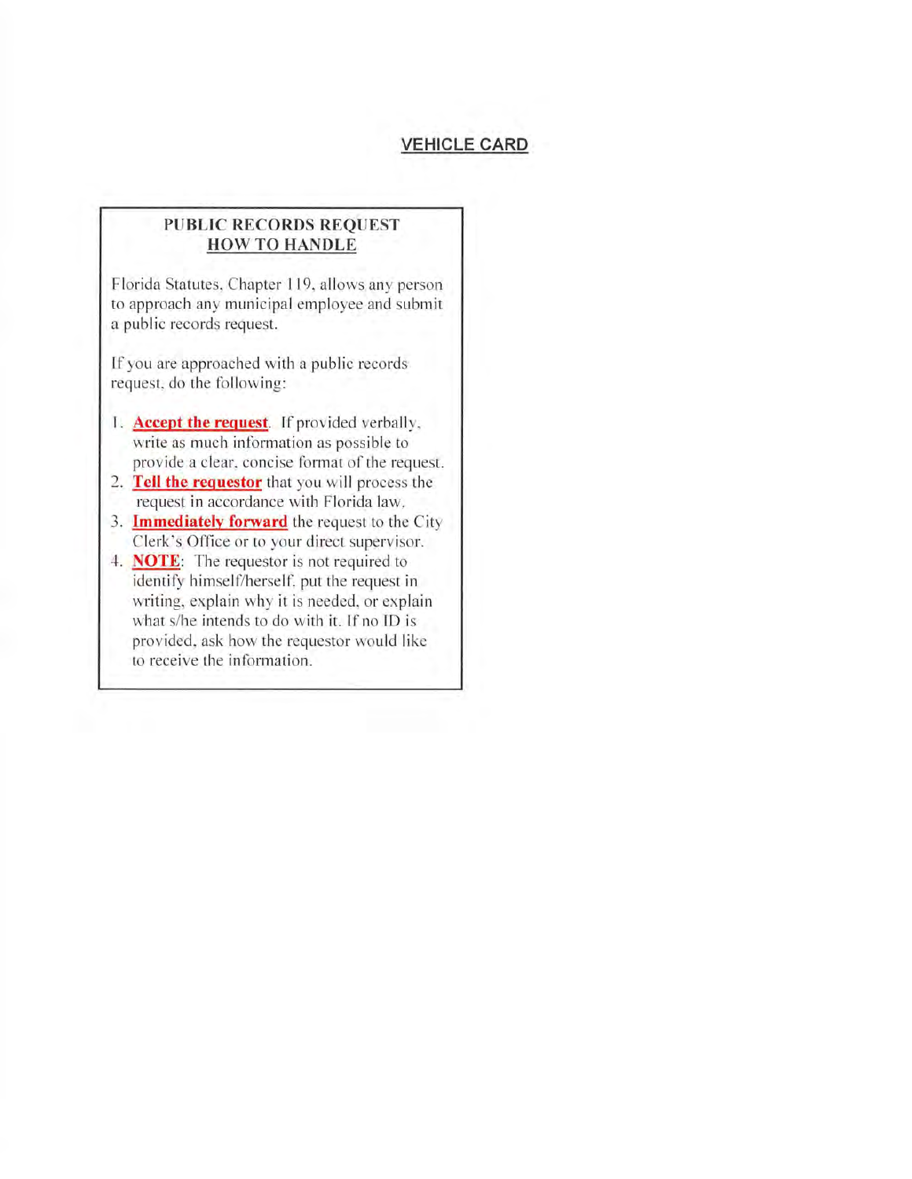## VEHICLE CARD

### PUBLIC RECORDS REQUEST
### HOW TO HANDLE

Florida Statutes, Chapter 119, allows any person to approach any municipal employee and submit a public records request.

If you are approached with a public records request, do the following:

1. **Accept the request**. If provided verbally, write as much information as possible to provide a clear, concise format of the request.
2. **Tell the requestor** that you will process the request in accordance with Florida law.
3. **Immediately forward** the request to the City Clerk's Office or to your direct supervisor.
4. **NOTE**: The requestor is not required to identify himself/herself, put the request in writing, explain why it is needed, or explain what s/he intends to do with it. If no ID is provided, ask how the requestor would like to receive the information.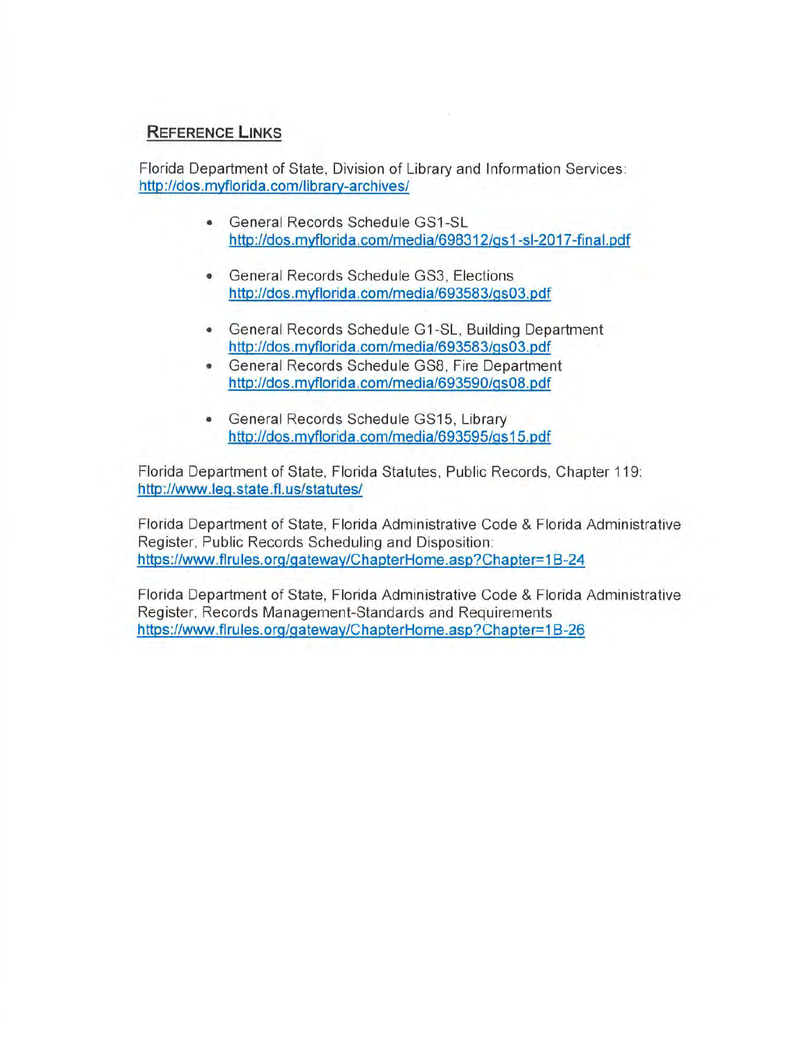## REFERENCE LINKS

Florida Department of State, Division of Library and Information Services: http://dos.myflorida.com/library-archives/

- General Records Schedule GS1-SL
  http://dos.myflorida.com/media/698312/gs1-sl-2017-final.pdf
- General Records Schedule GS3, Elections
  http://dos.myflorida.com/media/693583/gs03.pdf
- General Records Schedule G1-SL, Building Department
  http://dos.myflorida.com/media/693583/gs03.pdf
- General Records Schedule GS8, Fire Department
  http://dos.myflorida.com/media/693590/gs08.pdf
- General Records Schedule GS15, Library
  http://dos.myflorida.com/media/693595/gs15.pdf

Florida Department of State, Florida Statutes, Public Records, Chapter 119: http://www.leg.state.fl.us/statutes/

Florida Department of State, Florida Administrative Code & Florida Administrative Register, Public Records Scheduling and Disposition: https://www.flrules.org/gateway/ChapterHome.asp?Chapter=1B-24

Florida Department of State, Florida Administrative Code & Florida Administrative Register, Records Management-Standards and Requirements https://www.flrules.org/gateway/ChapterHome.asp?Chapter=1B-26